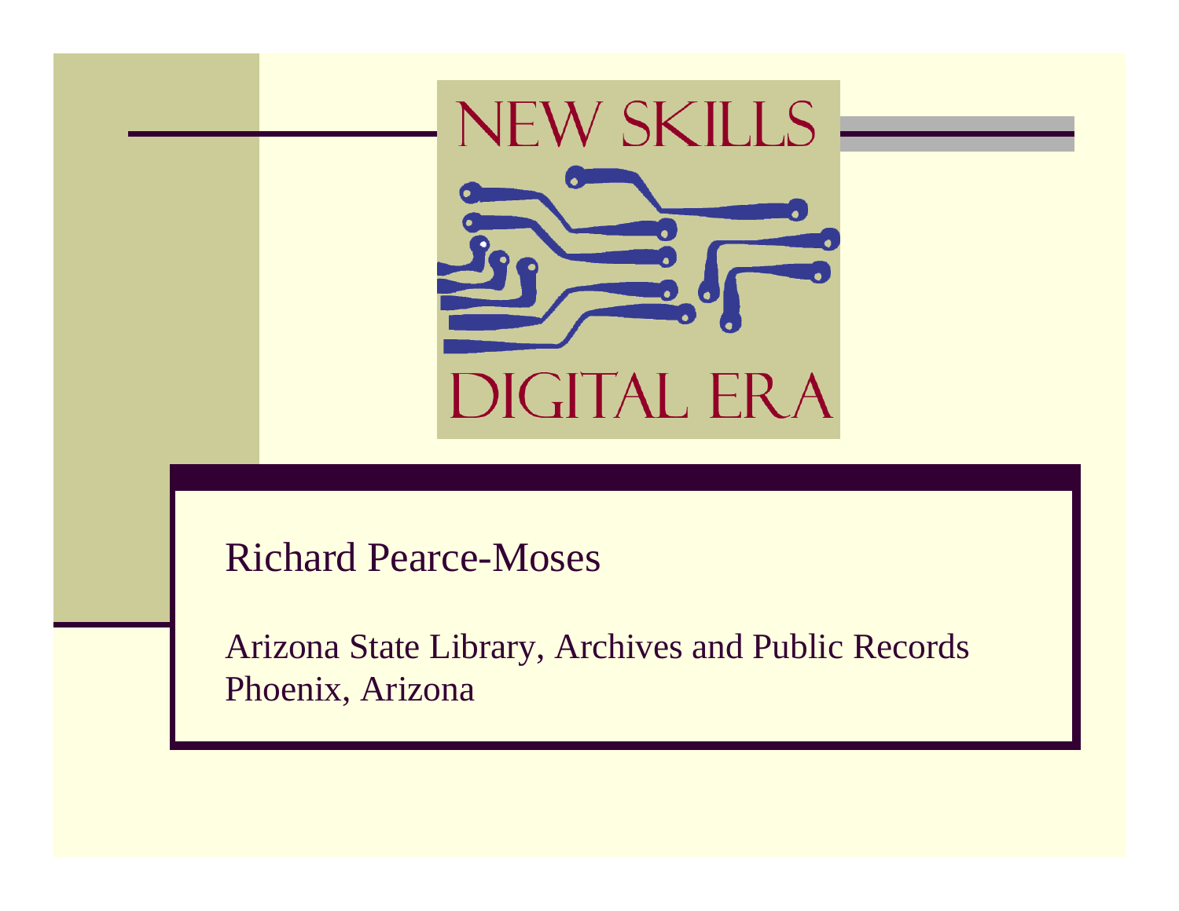# NEW SKILLS DIGITAL ERA

Richard Pearce-Moses

Arizona State Library, Archives and Public Records
Phoenix, Arizona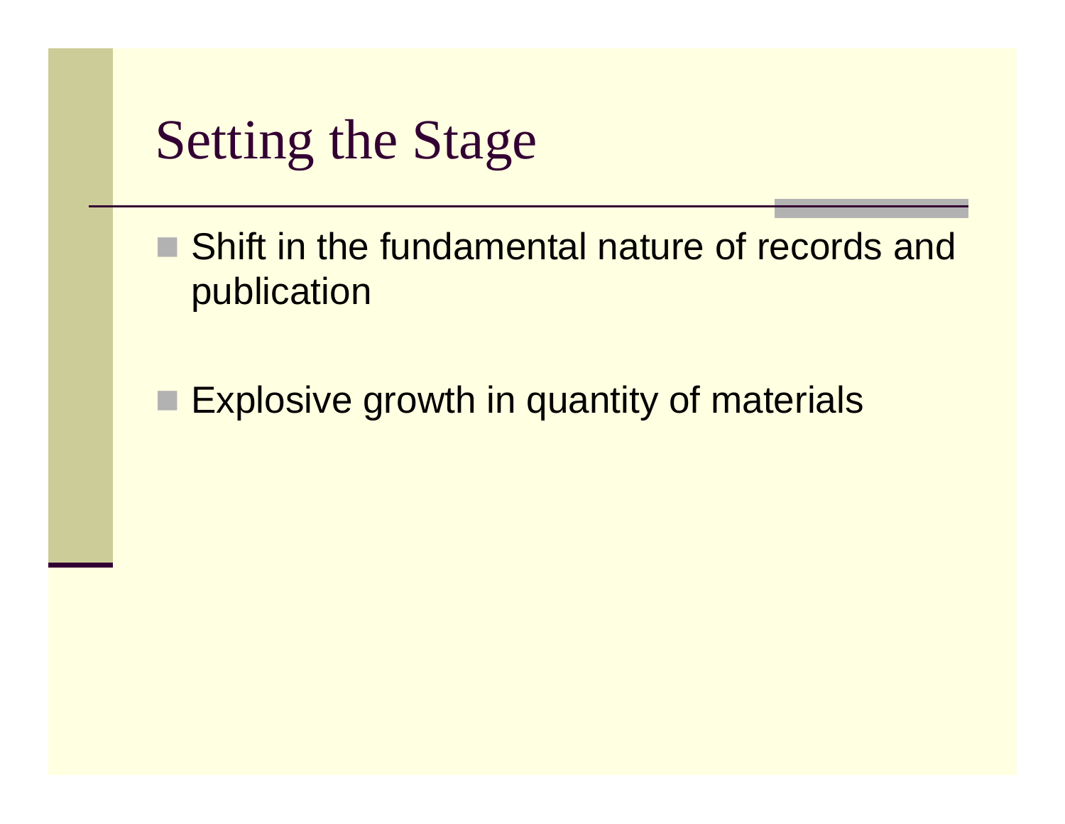# Setting the Stage

- Shift in the fundamental nature of records and publication
- Explosive growth in quantity of materials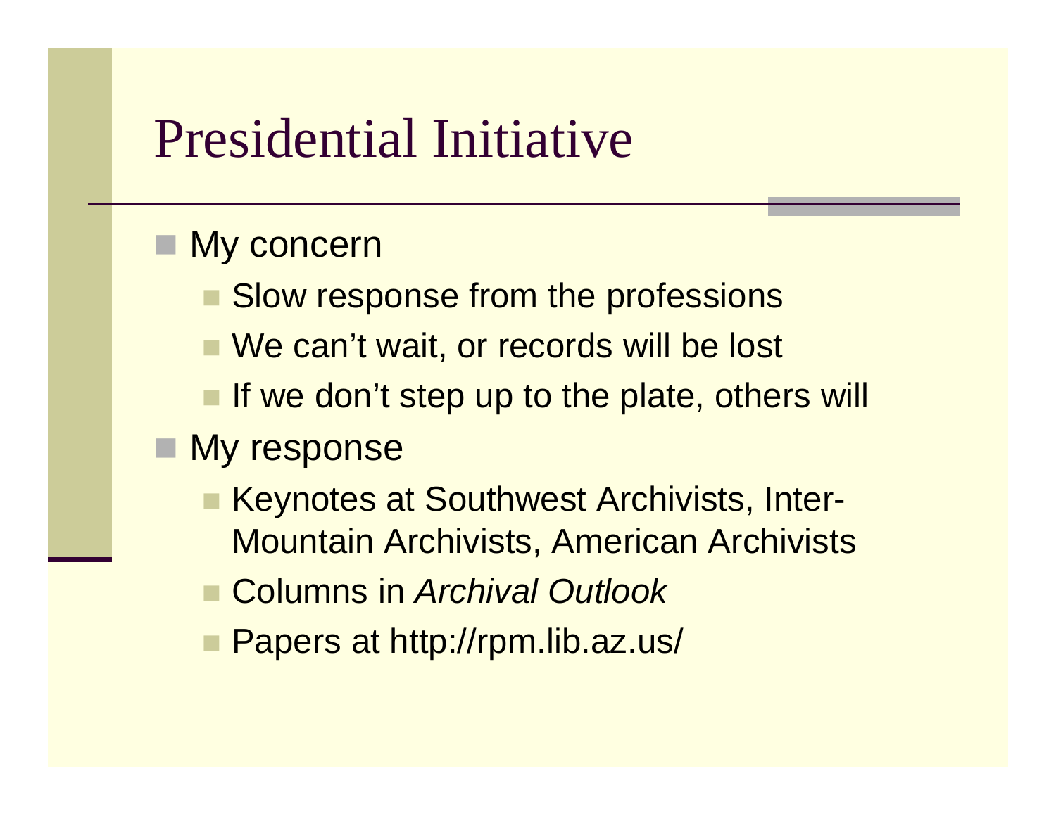# Presidential Initiative

- My concern
  - Slow response from the professions
  - We can't wait, or records will be lost
  - If we don't step up to the plate, others will
- My response
  - Keynotes at Southwest Archivists, Inter-Mountain Archivists, American Archivists
  - Columns in *Archival Outlook*
  - Papers at http://rpm.lib.az.us/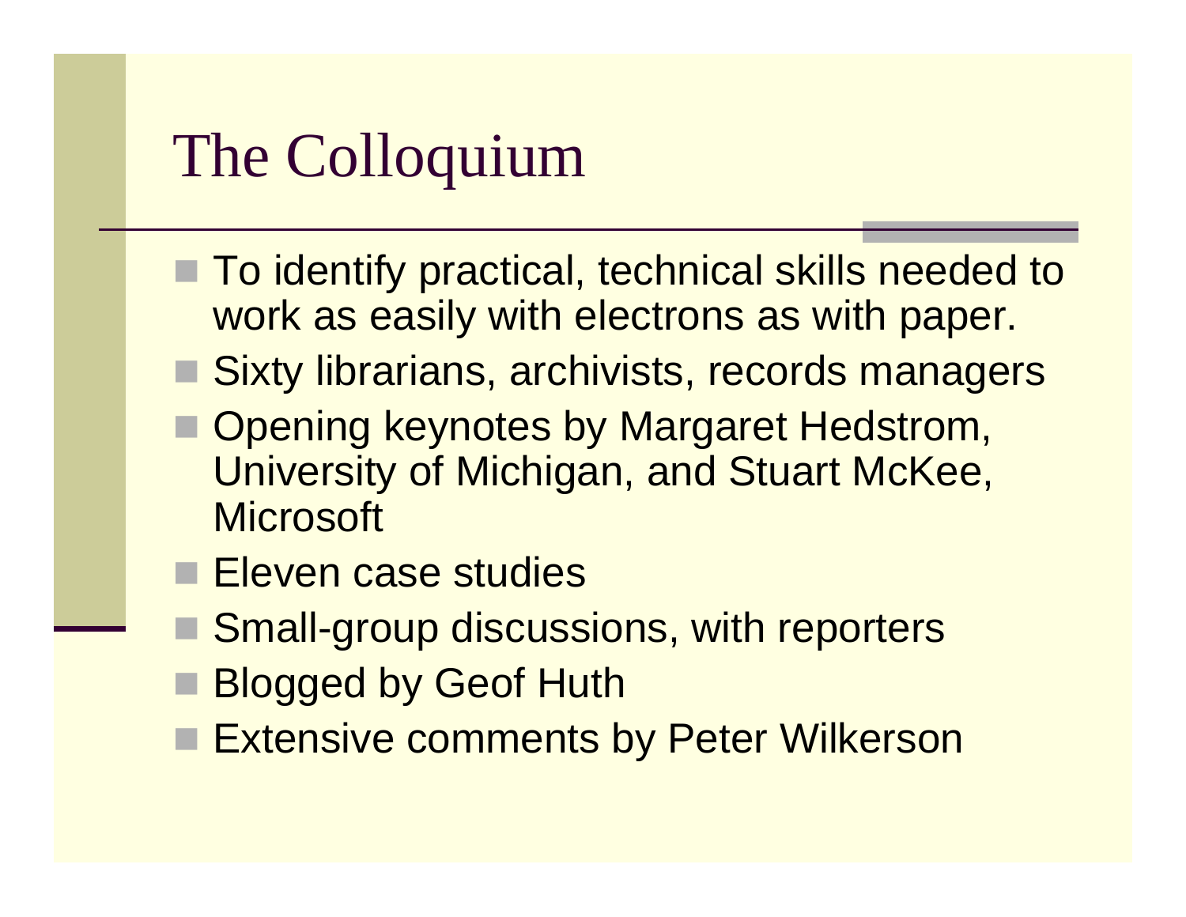# The Colloquium

- To identify practical, technical skills needed to work as easily with electrons as with paper.
- Sixty librarians, archivists, records managers
- Opening keynotes by Margaret Hedstrom, University of Michigan, and Stuart McKee, Microsoft
- Eleven case studies
- Small-group discussions, with reporters
- Blogged by Geof Huth
- Extensive comments by Peter Wilkerson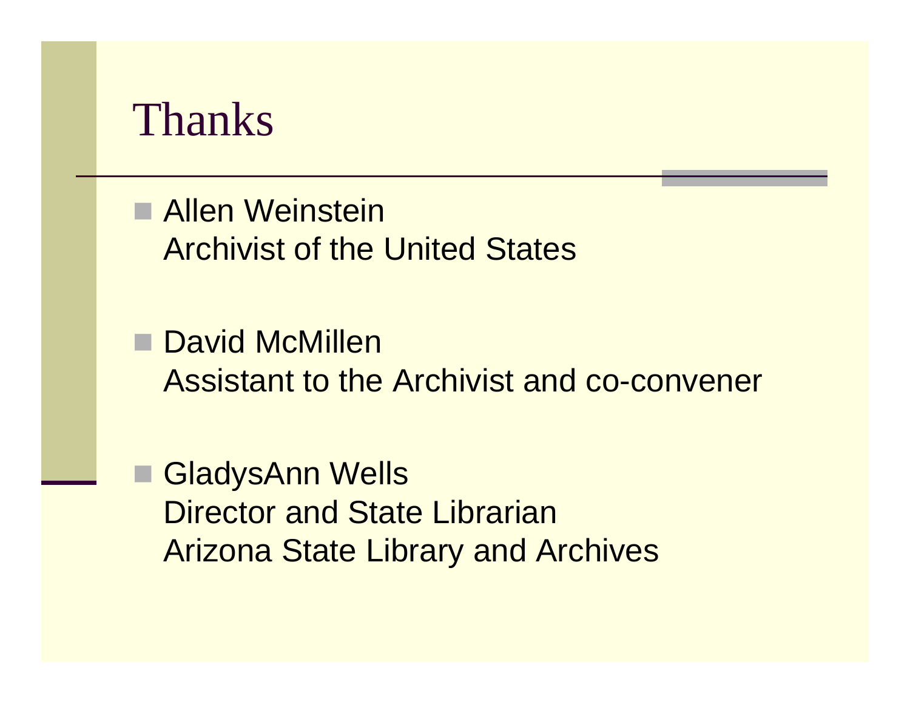# Thanks

- Allen Weinstein
  Archivist of the United States

- David McMillen
  Assistant to the Archivist and co-convener

- GladysAnn Wells
  Director and State Librarian
  Arizona State Library and Archives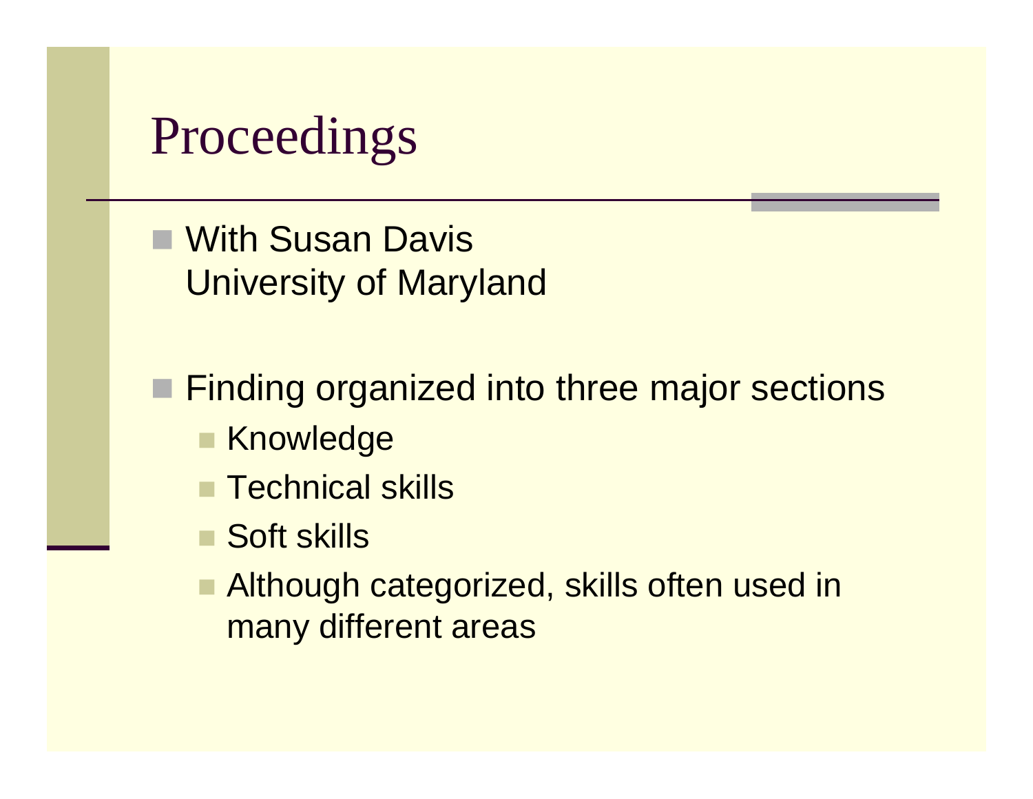# Proceedings

- With Susan Davis
  University of Maryland

- Finding organized into three major sections
  - Knowledge
  - Technical skills
  - Soft skills
  - Although categorized, skills often used in many different areas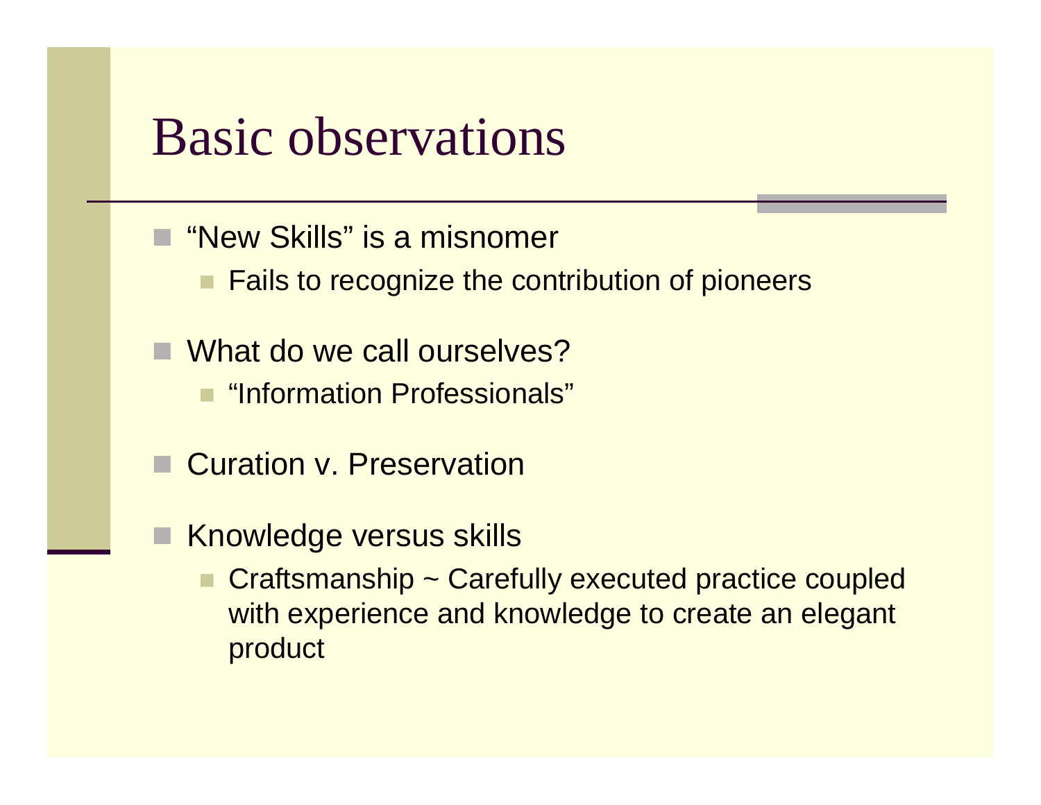# Basic observations

- "New Skills" is a misnomer
  - Fails to recognize the contribution of pioneers
- What do we call ourselves?
  - "Information Professionals"
- Curation v. Preservation
- Knowledge versus skills
  - Craftsmanship ~ Carefully executed practice coupled with experience and knowledge to create an elegant product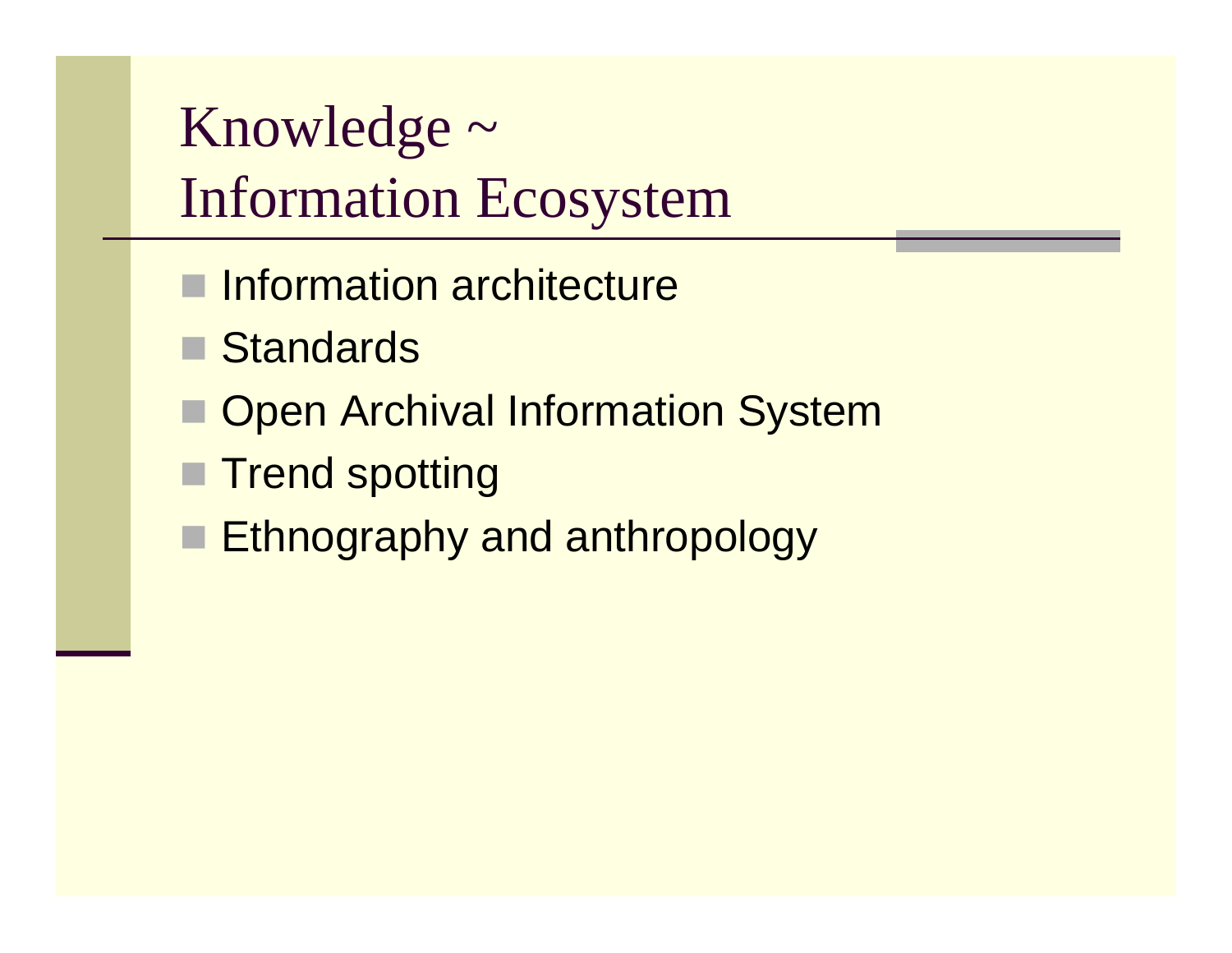# Knowledge ~ Information Ecosystem

- Information architecture
- Standards
- Open Archival Information System
- Trend spotting
- Ethnography and anthropology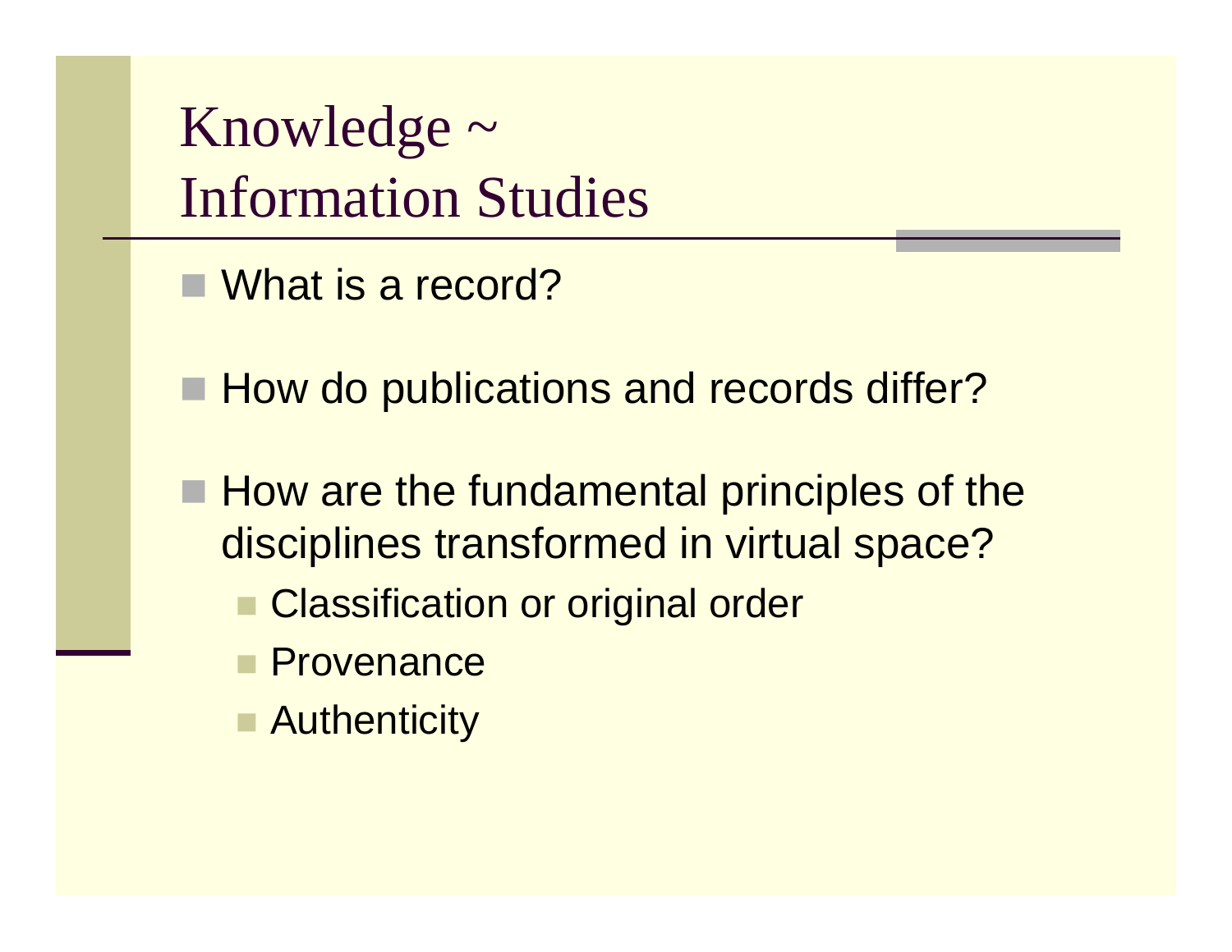# Knowledge ~ Information Studies

- What is a record?
- How do publications and records differ?
- How are the fundamental principles of the disciplines transformed in virtual space?
  - Classification or original order
  - Provenance
  - Authenticity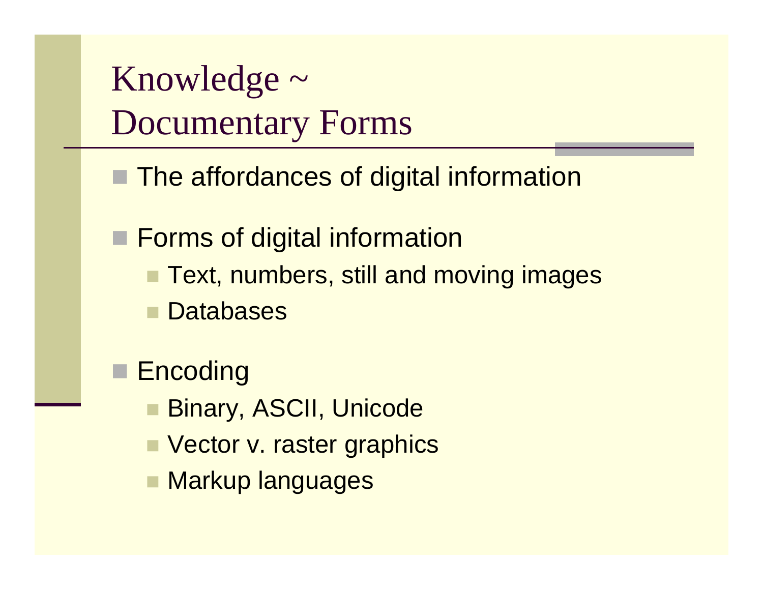# Knowledge ~ Documentary Forms

- The affordances of digital information
- Forms of digital information
  - Text, numbers, still and moving images
  - Databases
- Encoding
  - Binary, ASCII, Unicode
  - Vector v. raster graphics
  - Markup languages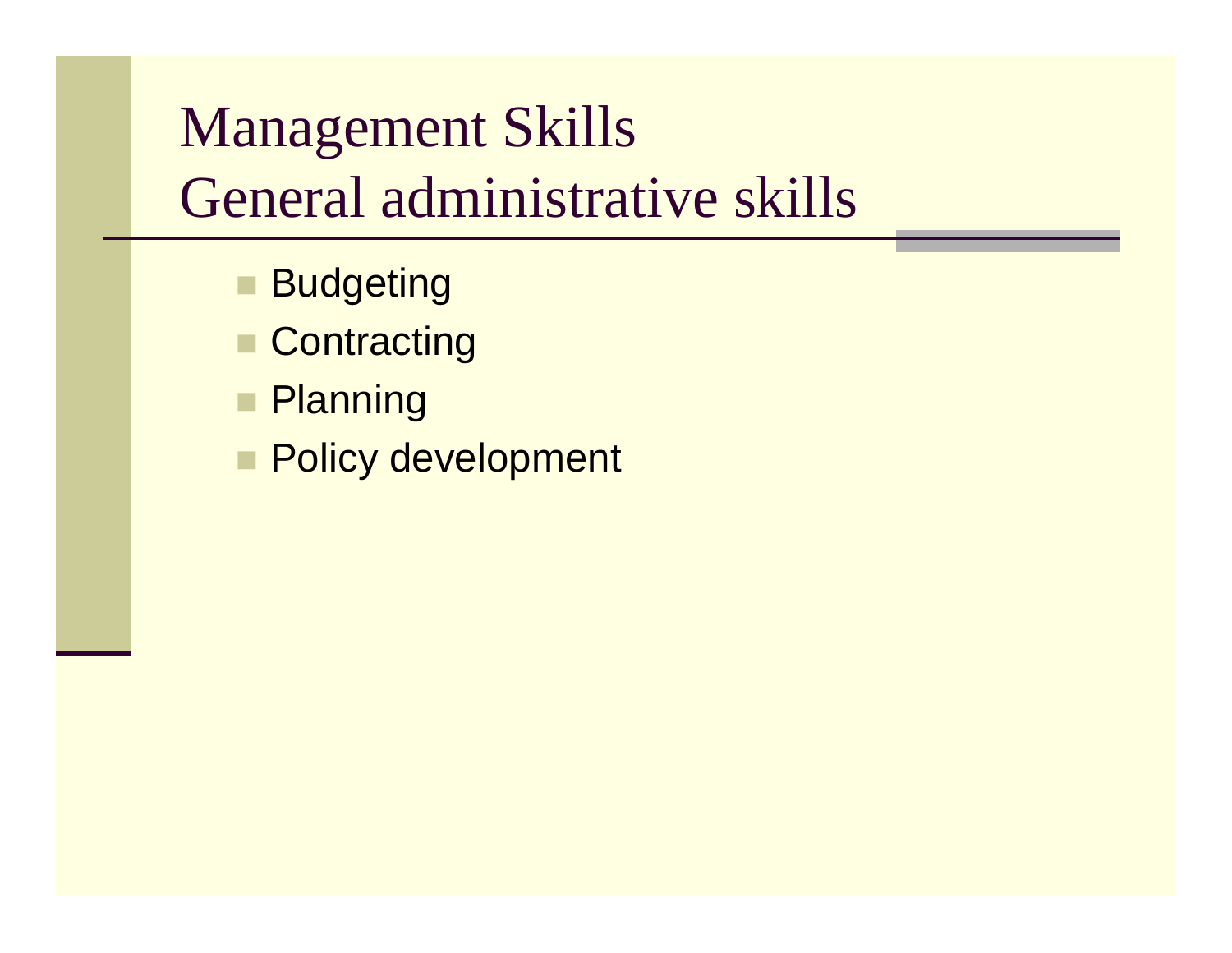# Management Skills
## General administrative skills

- Budgeting
- Contracting
- Planning
- Policy development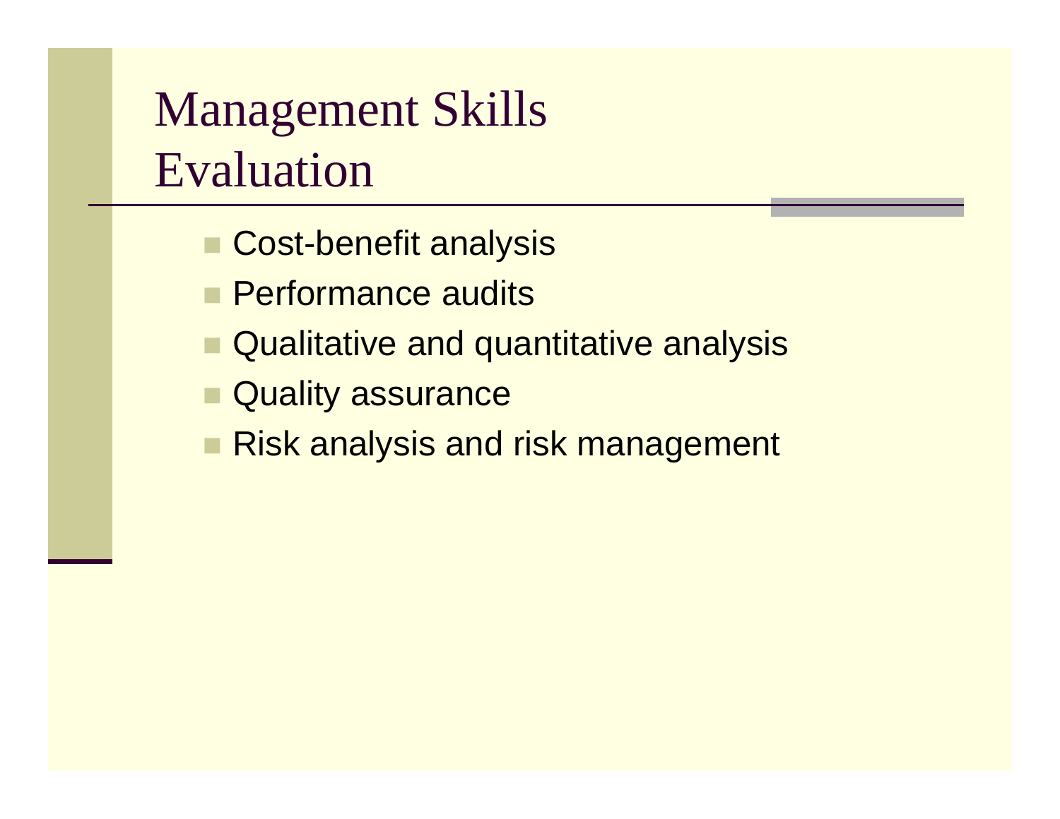# Management Skills Evaluation

- Cost-benefit analysis
- Performance audits
- Qualitative and quantitative analysis
- Quality assurance
- Risk analysis and risk management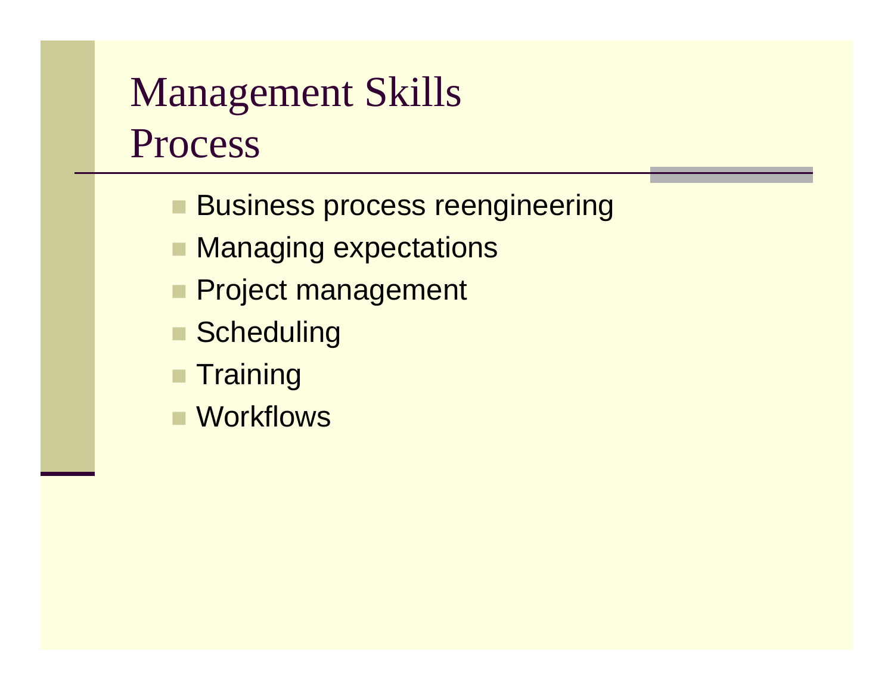# Management Skills Process

- Business process reengineering
- Managing expectations
- Project management
- Scheduling
- Training
- Workflows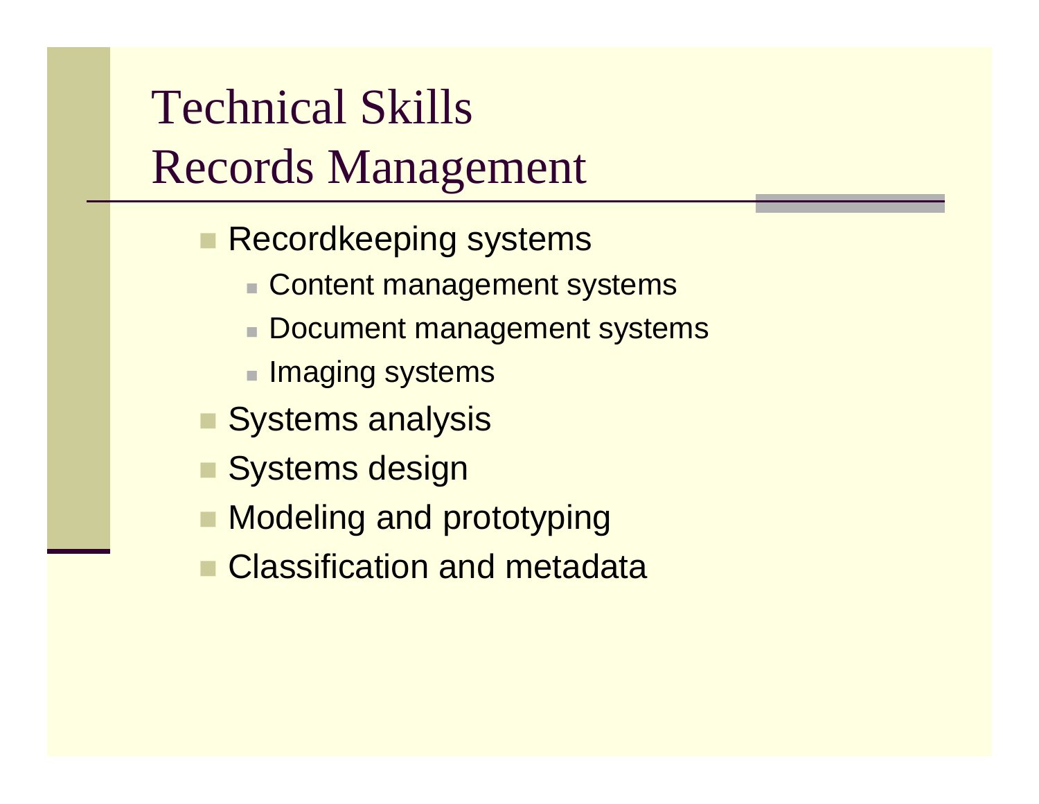# Technical Skills
# Records Management

- Recordkeeping systems
  - Content management systems
  - Document management systems
  - Imaging systems
- Systems analysis
- Systems design
- Modeling and prototyping
- Classification and metadata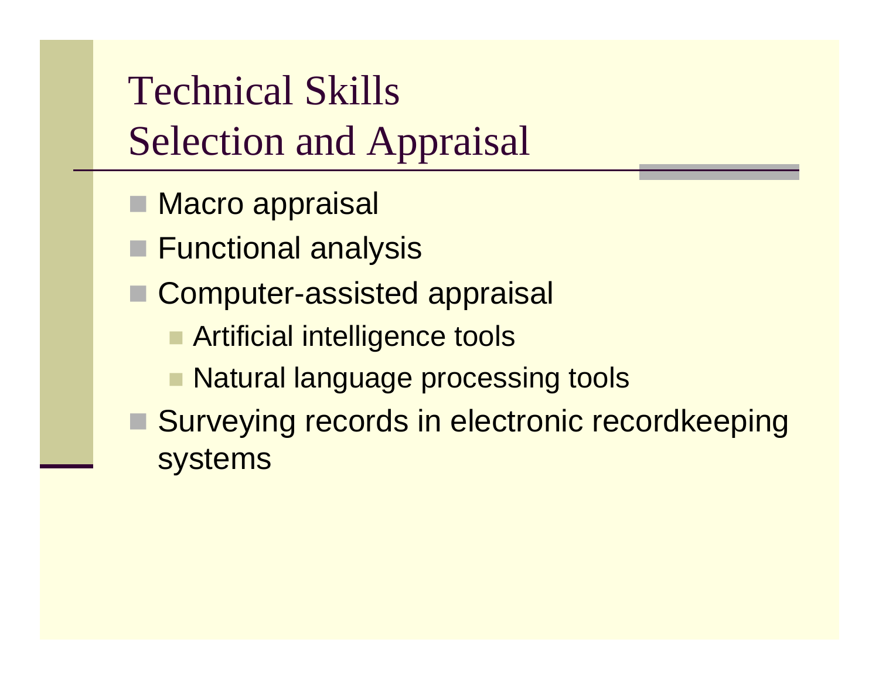# Technical Skills
# Selection and Appraisal

- Macro appraisal
- Functional analysis
- Computer-assisted appraisal
  - Artificial intelligence tools
  - Natural language processing tools
- Surveying records in electronic recordkeeping systems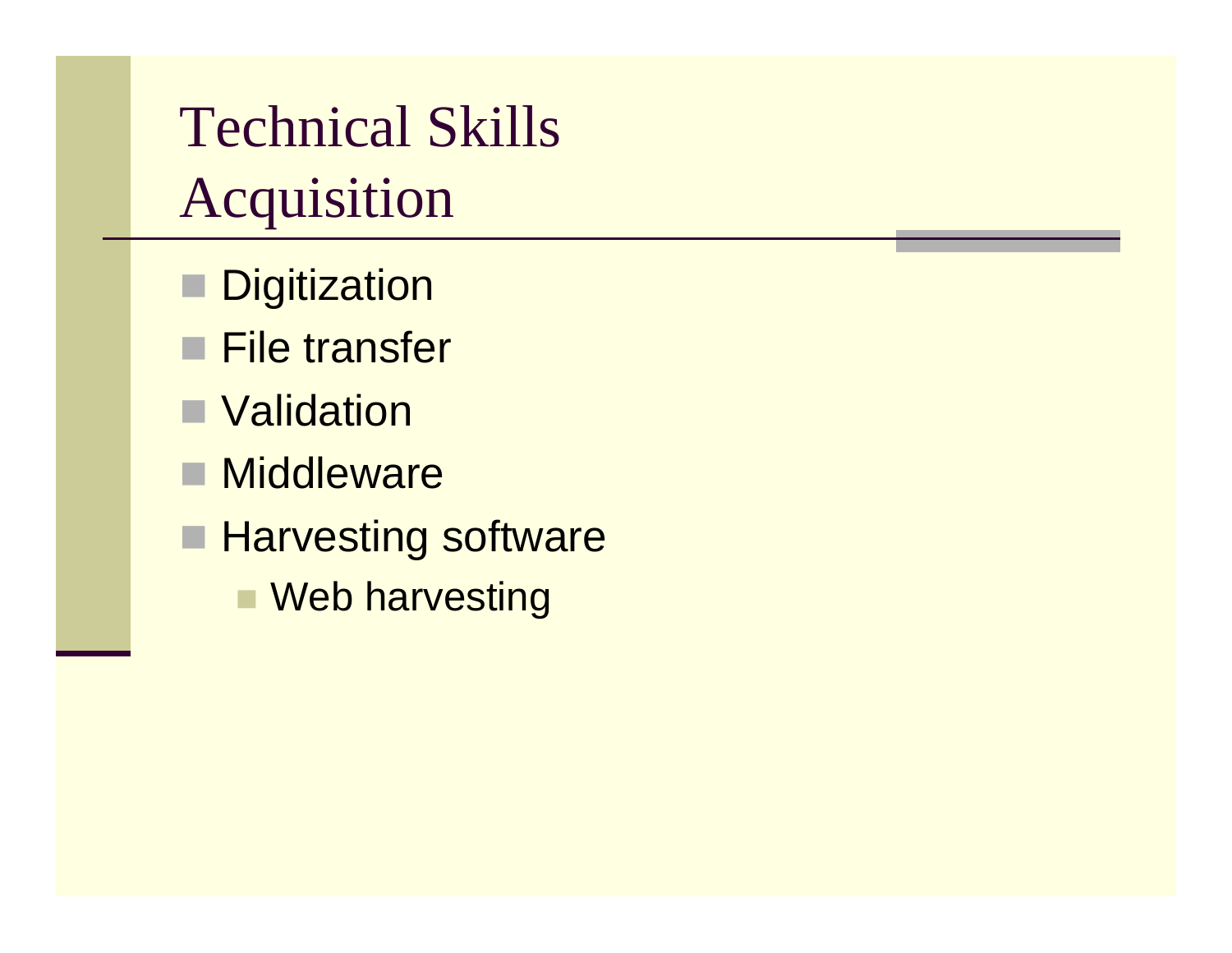# Technical Skills Acquisition

- Digitization
- File transfer
- Validation
- Middleware
- Harvesting software
  - Web harvesting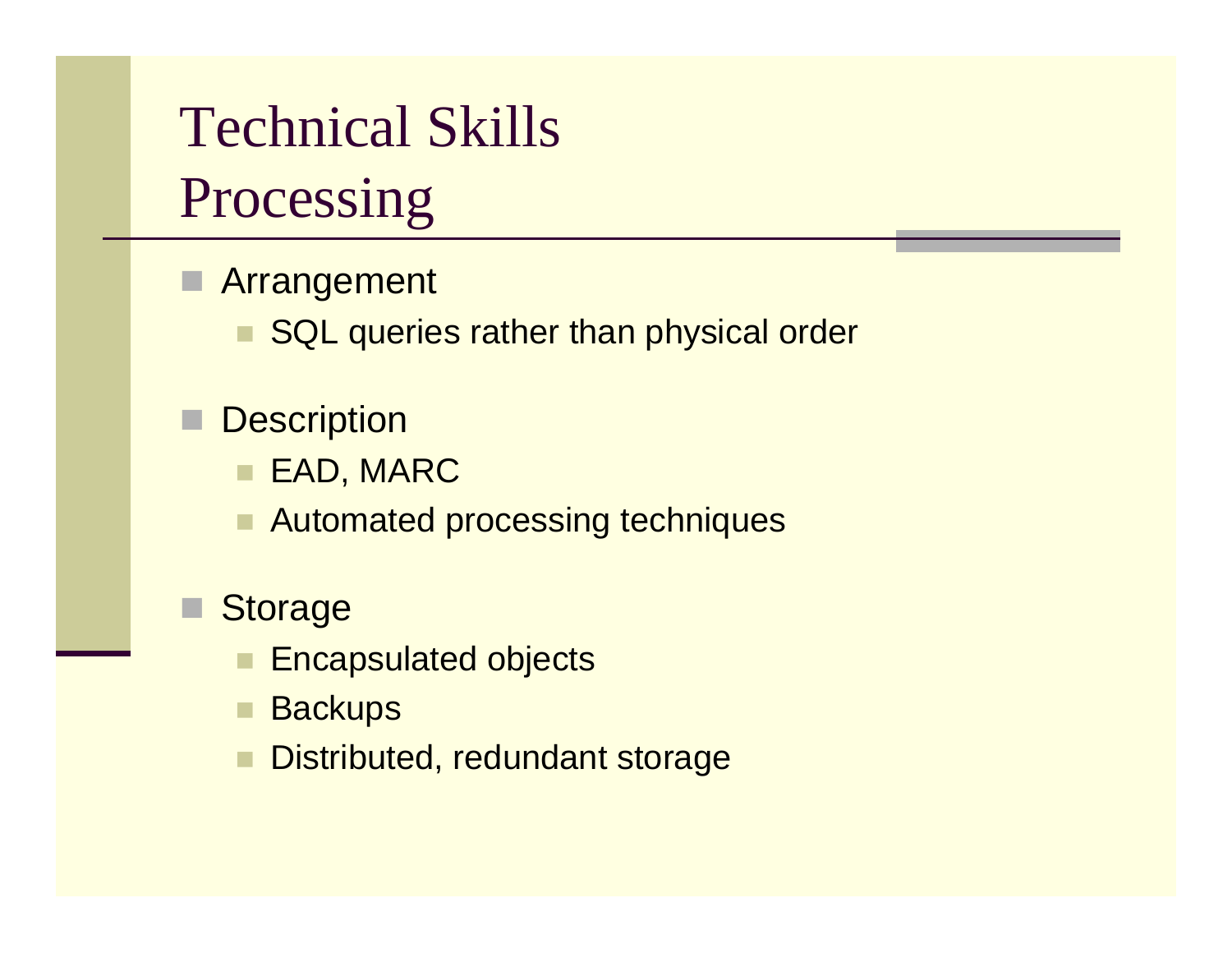# Technical Skills
# Processing

- Arrangement
  - SQL queries rather than physical order
- Description
  - EAD, MARC
  - Automated processing techniques
- Storage
  - Encapsulated objects
  - Backups
  - Distributed, redundant storage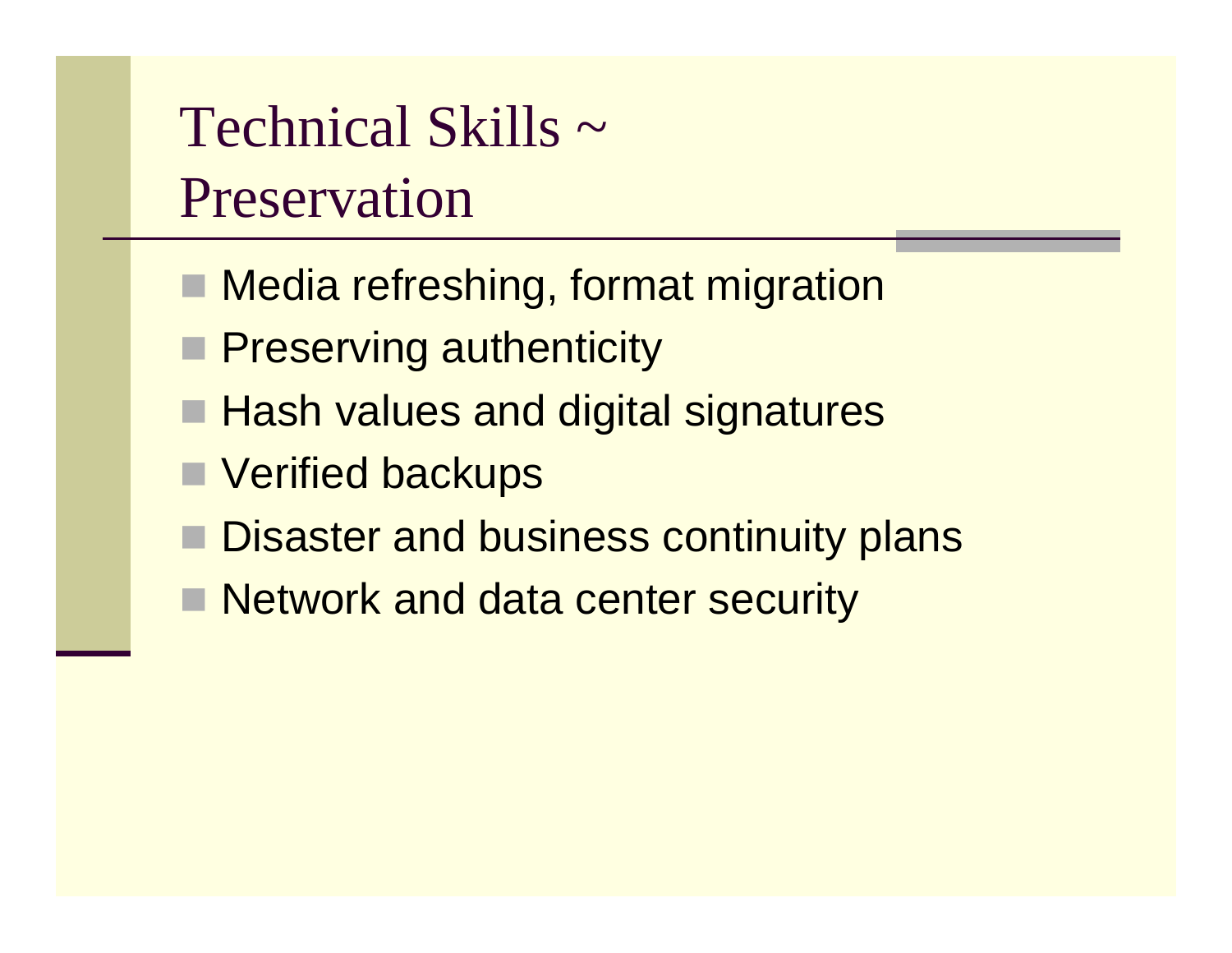# Technical Skills ~ Preservation

- Media refreshing, format migration
- Preserving authenticity
- Hash values and digital signatures
- Verified backups
- Disaster and business continuity plans
- Network and data center security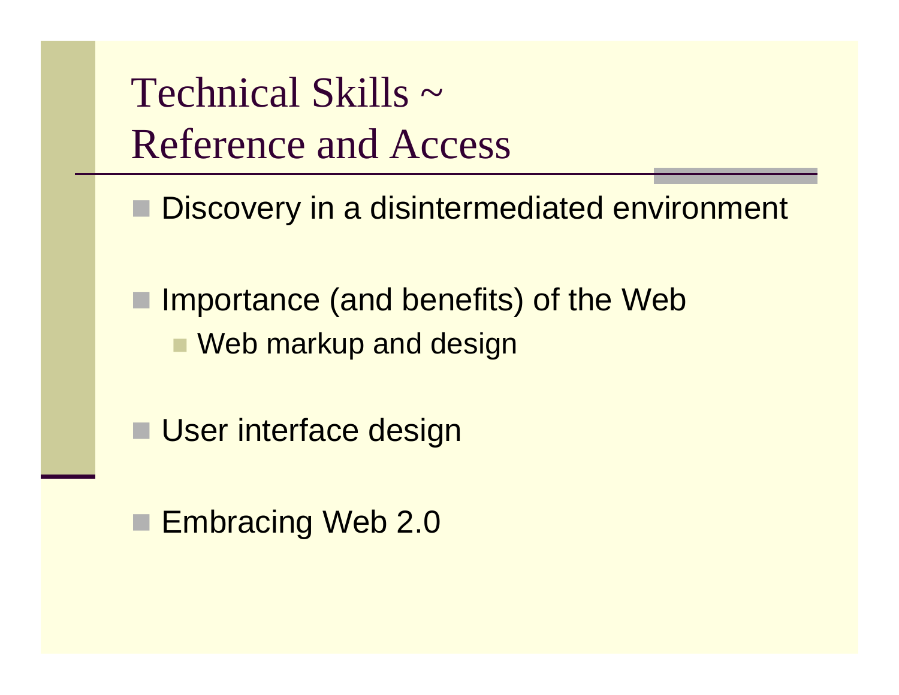# Technical Skills ~ Reference and Access

- Discovery in a disintermediated environment
- Importance (and benefits) of the Web
  - Web markup and design
- User interface design
- Embracing Web 2.0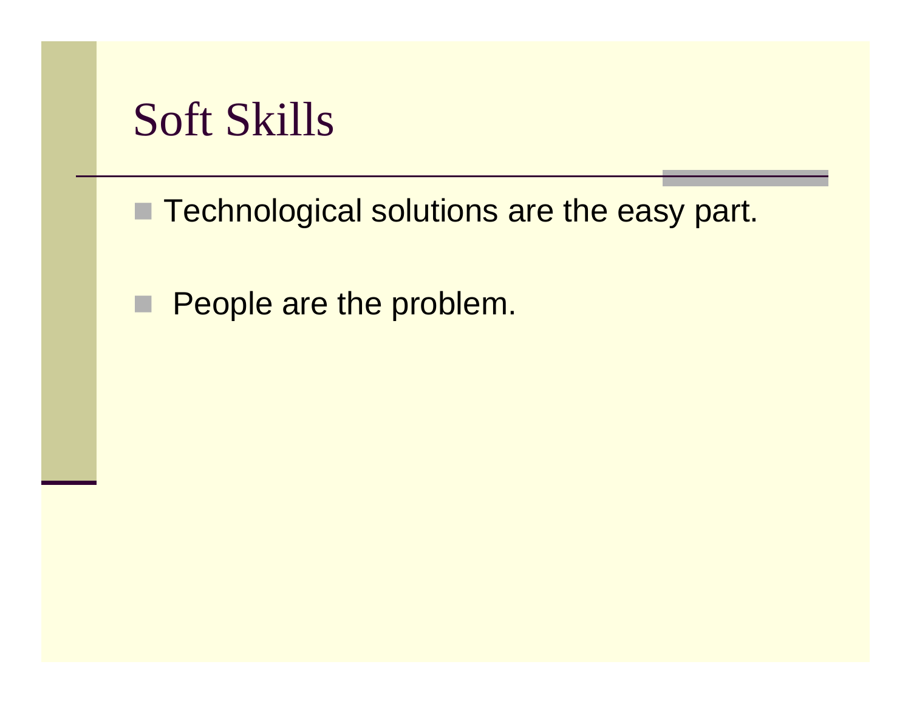# Soft Skills

- Technological solutions are the easy part.
- People are the problem.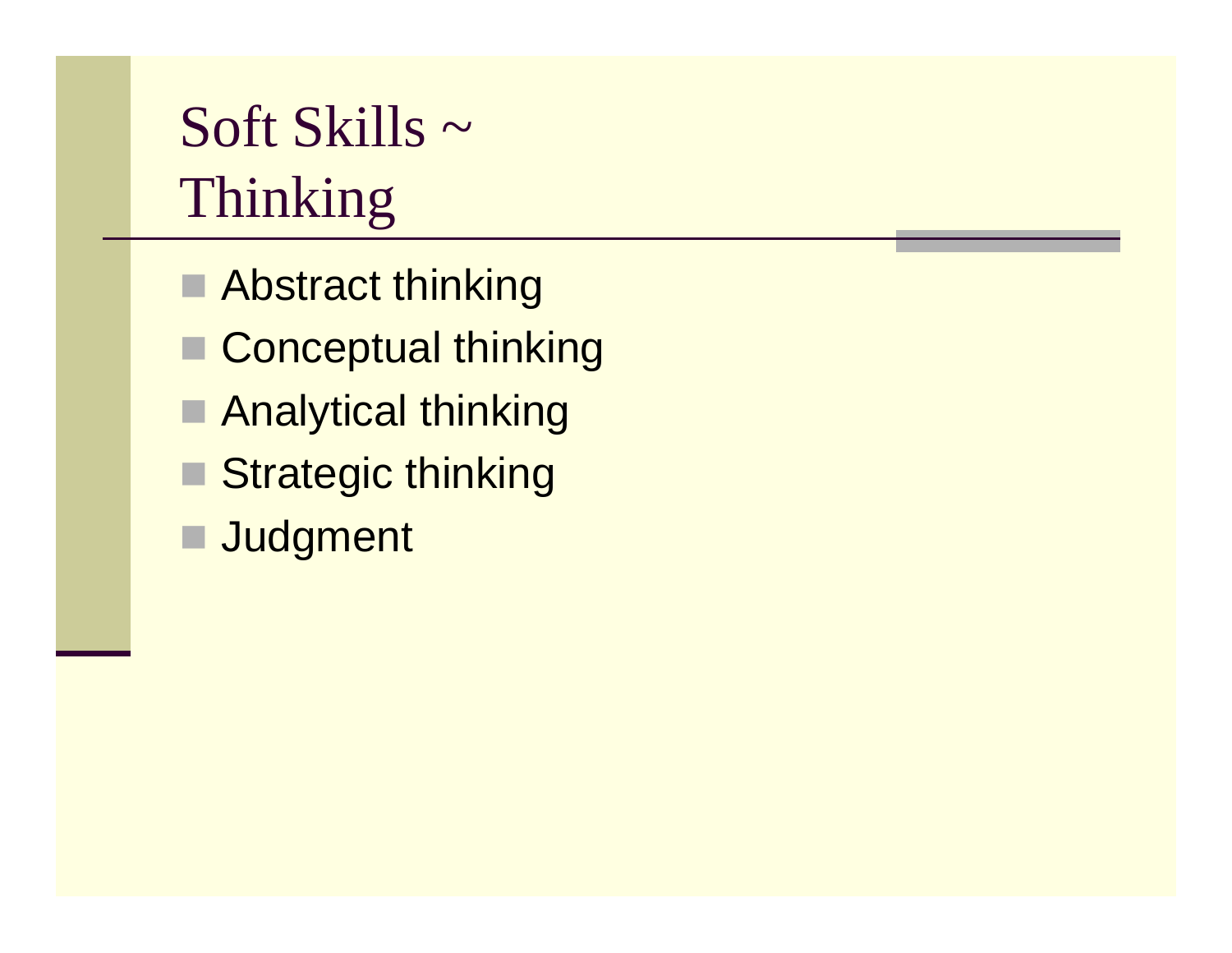# Soft Skills ~ Thinking

- Abstract thinking
- Conceptual thinking
- Analytical thinking
- Strategic thinking
- Judgment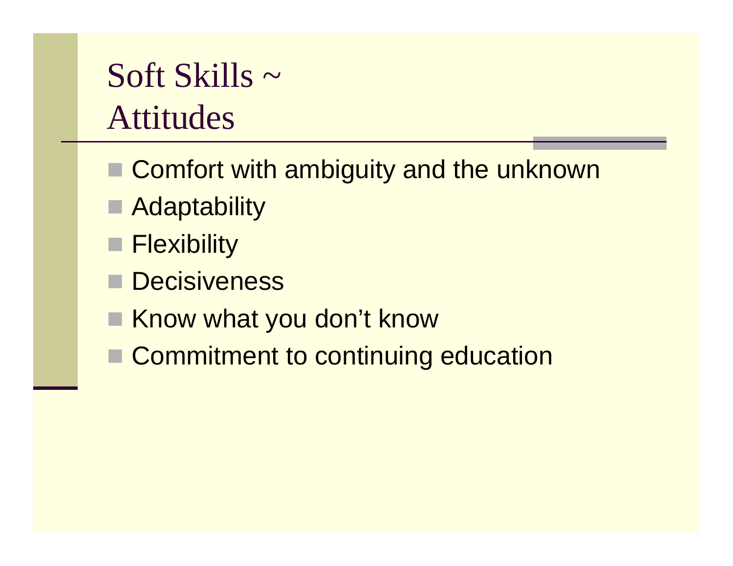# Soft Skills ~ Attitudes

- Comfort with ambiguity and the unknown
- Adaptability
- Flexibility
- Decisiveness
- Know what you don't know
- Commitment to continuing education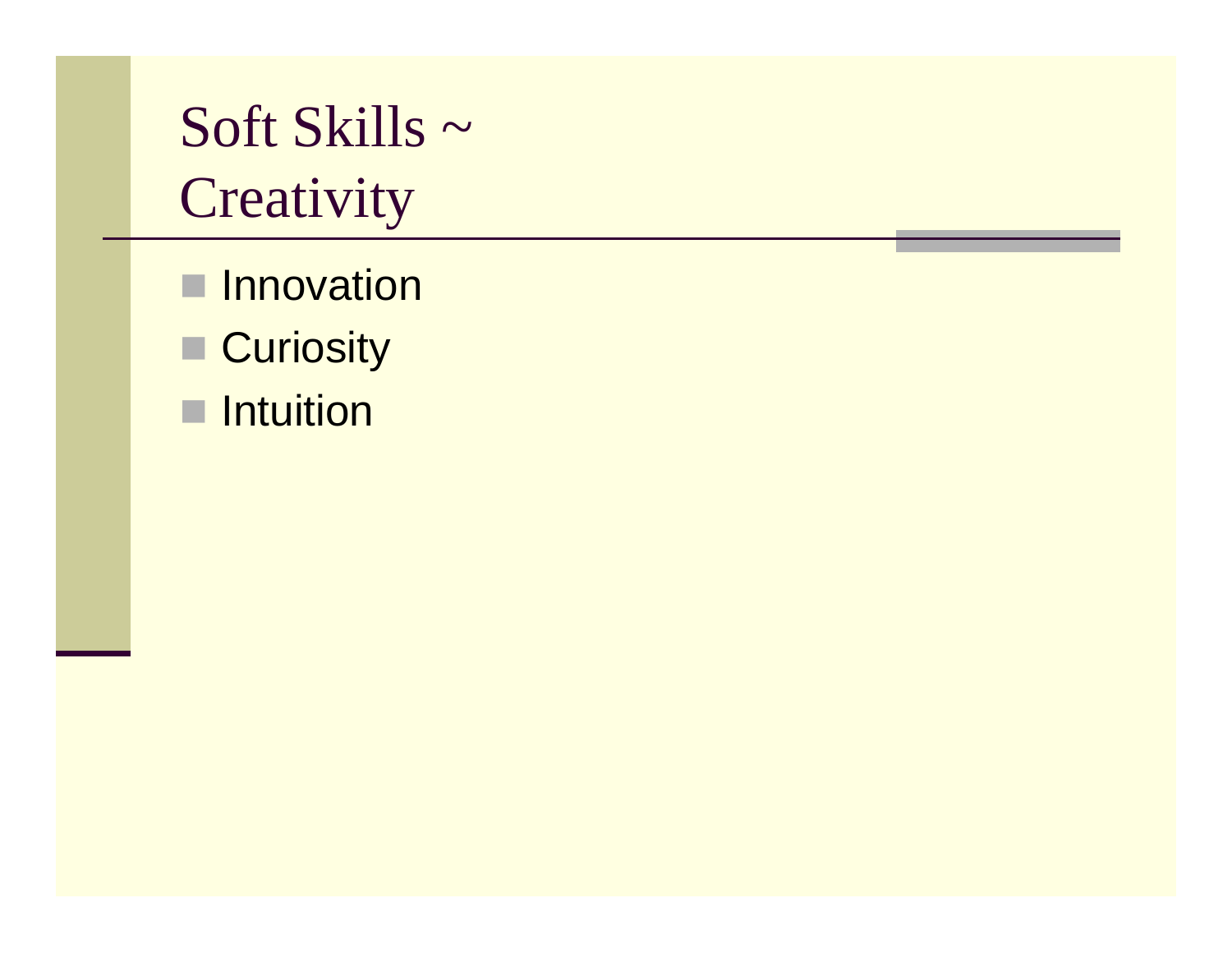# Soft Skills ~ Creativity

- Innovation
- Curiosity
- Intuition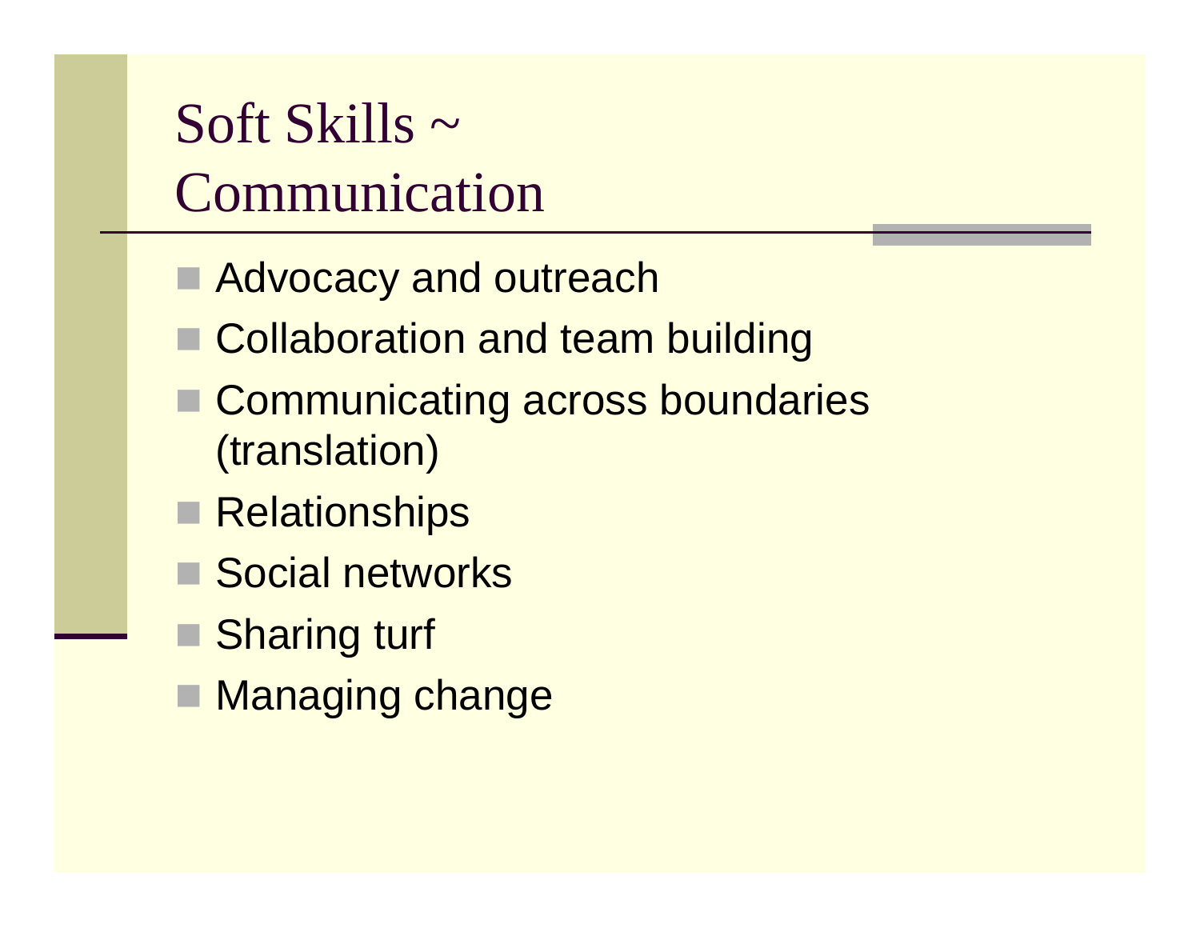# Soft Skills ~ Communication

- Advocacy and outreach
- Collaboration and team building
- Communicating across boundaries (translation)
- Relationships
- Social networks
- Sharing turf
- Managing change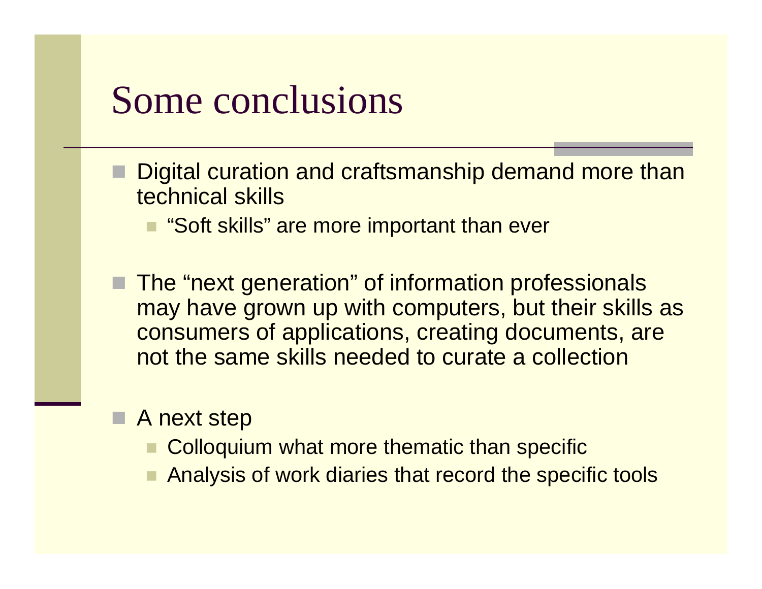# Some conclusions

- Digital curation and craftsmanship demand more than technical skills
  - “Soft skills” are more important than ever
- The “next generation” of information professionals may have grown up with computers, but their skills as consumers of applications, creating documents, are not the same skills needed to curate a collection
- A next step
  - Colloquium what more thematic than specific
  - Analysis of work diaries that record the specific tools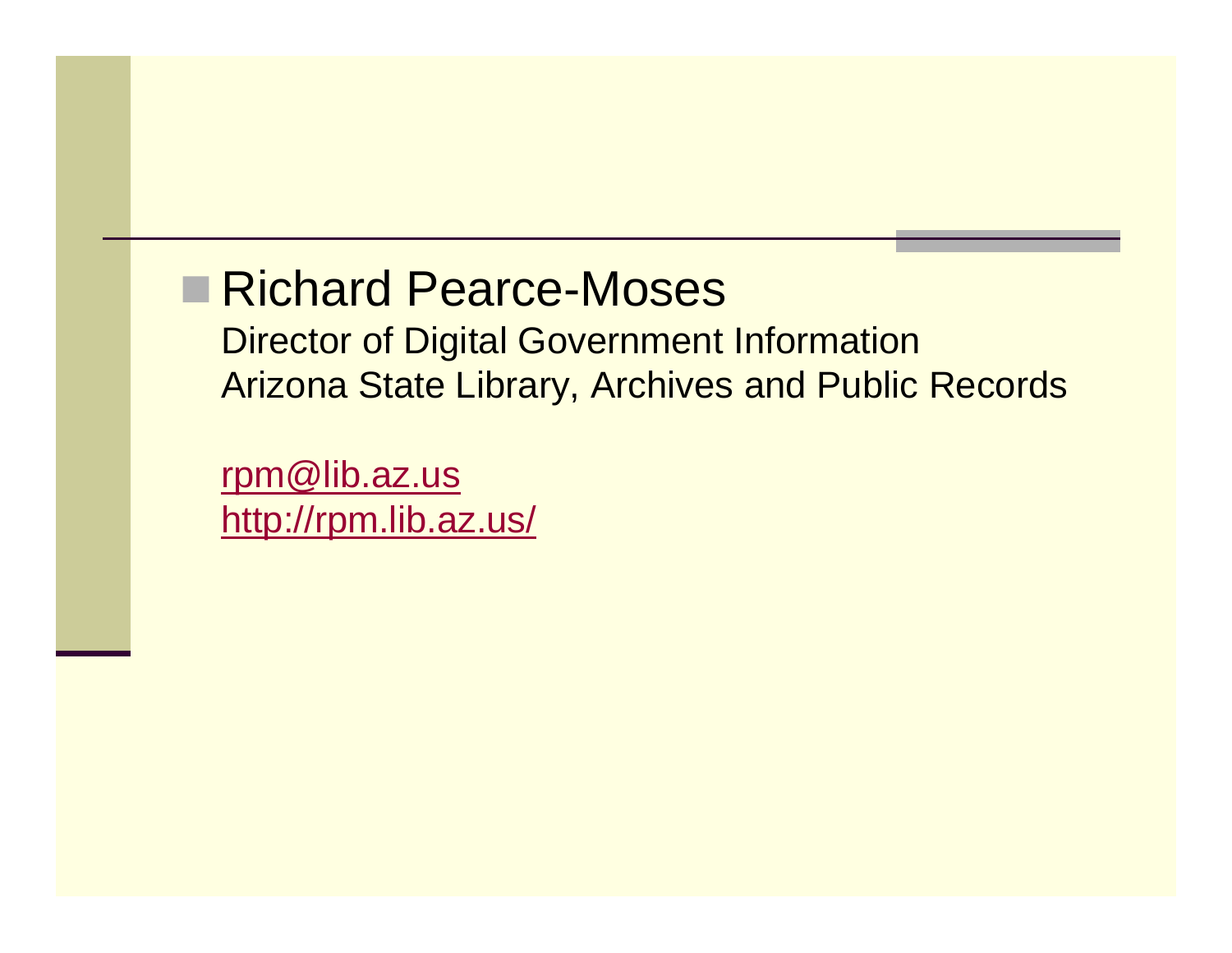- Richard Pearce-Moses

  Director of Digital Government Information
  Arizona State Library, Archives and Public Records

  rpm@lib.az.us
  http://rpm.lib.az.us/